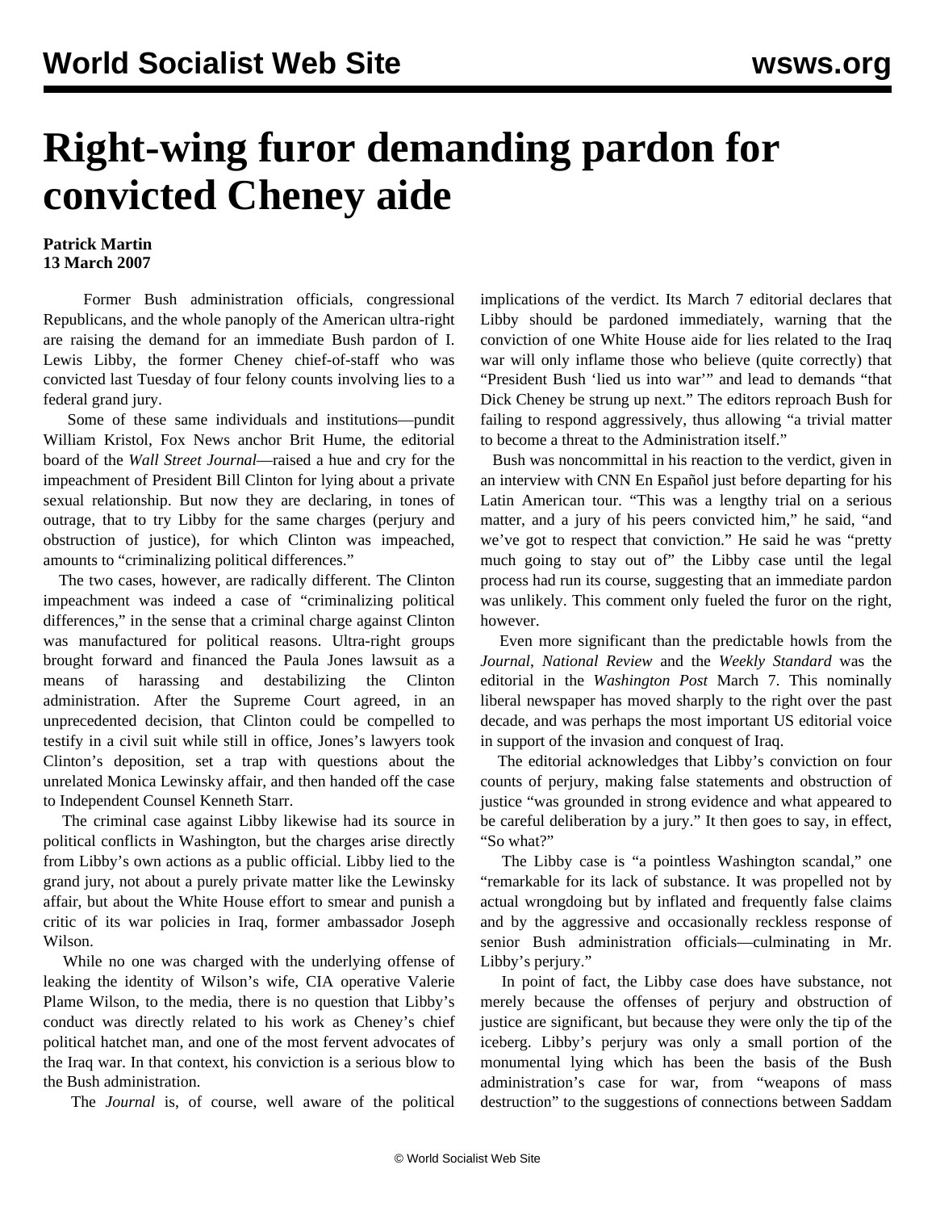# Right-wing furor demanding pardon for convicted Cheney aide

**Patrick Martin**
**13 March 2007**

Former Bush administration officials, congressional Republicans, and the whole panoply of the American ultra-right are raising the demand for an immediate Bush pardon of I. Lewis Libby, the former Cheney chief-of-staff who was convicted last Tuesday of four felony counts involving lies to a federal grand jury.

Some of these same individuals and institutions—pundit William Kristol, Fox News anchor Brit Hume, the editorial board of the *Wall Street Journal*—raised a hue and cry for the impeachment of President Bill Clinton for lying about a private sexual relationship. But now they are declaring, in tones of outrage, that to try Libby for the same charges (perjury and obstruction of justice), for which Clinton was impeached, amounts to "criminalizing political differences."

The two cases, however, are radically different. The Clinton impeachment was indeed a case of "criminalizing political differences," in the sense that a criminal charge against Clinton was manufactured for political reasons. Ultra-right groups brought forward and financed the Paula Jones lawsuit as a means of harassing and destabilizing the Clinton administration. After the Supreme Court agreed, in an unprecedented decision, that Clinton could be compelled to testify in a civil suit while still in office, Jones's lawyers took Clinton's deposition, set a trap with questions about the unrelated Monica Lewinsky affair, and then handed off the case to Independent Counsel Kenneth Starr.

The criminal case against Libby likewise had its source in political conflicts in Washington, but the charges arise directly from Libby's own actions as a public official. Libby lied to the grand jury, not about a purely private matter like the Lewinsky affair, but about the White House effort to smear and punish a critic of its war policies in Iraq, former ambassador Joseph Wilson.

While no one was charged with the underlying offense of leaking the identity of Wilson's wife, CIA operative Valerie Plame Wilson, to the media, there is no question that Libby's conduct was directly related to his work as Cheney's chief political hatchet man, and one of the most fervent advocates of the Iraq war. In that context, his conviction is a serious blow to the Bush administration.

The *Journal* is, of course, well aware of the political implications of the verdict. Its March 7 editorial declares that Libby should be pardoned immediately, warning that the conviction of one White House aide for lies related to the Iraq war will only inflame those who believe (quite correctly) that "President Bush 'lied us into war'" and lead to demands "that Dick Cheney be strung up next." The editors reproach Bush for failing to respond aggressively, thus allowing "a trivial matter to become a threat to the Administration itself."

Bush was noncommittal in his reaction to the verdict, given in an interview with CNN En Español just before departing for his Latin American tour. "This was a lengthy trial on a serious matter, and a jury of his peers convicted him," he said, "and we've got to respect that conviction." He said he was "pretty much going to stay out of" the Libby case until the legal process had run its course, suggesting that an immediate pardon was unlikely. This comment only fueled the furor on the right, however.

Even more significant than the predictable howls from the *Journal*, *National Review* and the *Weekly Standard* was the editorial in the *Washington Post* March 7. This nominally liberal newspaper has moved sharply to the right over the past decade, and was perhaps the most important US editorial voice in support of the invasion and conquest of Iraq.

The editorial acknowledges that Libby's conviction on four counts of perjury, making false statements and obstruction of justice "was grounded in strong evidence and what appeared to be careful deliberation by a jury." It then goes to say, in effect, "So what?"

The Libby case is "a pointless Washington scandal," one "remarkable for its lack of substance. It was propelled not by actual wrongdoing but by inflated and frequently false claims and by the aggressive and occasionally reckless response of senior Bush administration officials—culminating in Mr. Libby's perjury."

In point of fact, the Libby case does have substance, not merely because the offenses of perjury and obstruction of justice are significant, but because they were only the tip of the iceberg. Libby's perjury was only a small portion of the monumental lying which has been the basis of the Bush administration's case for war, from "weapons of mass destruction" to the suggestions of connections between Saddam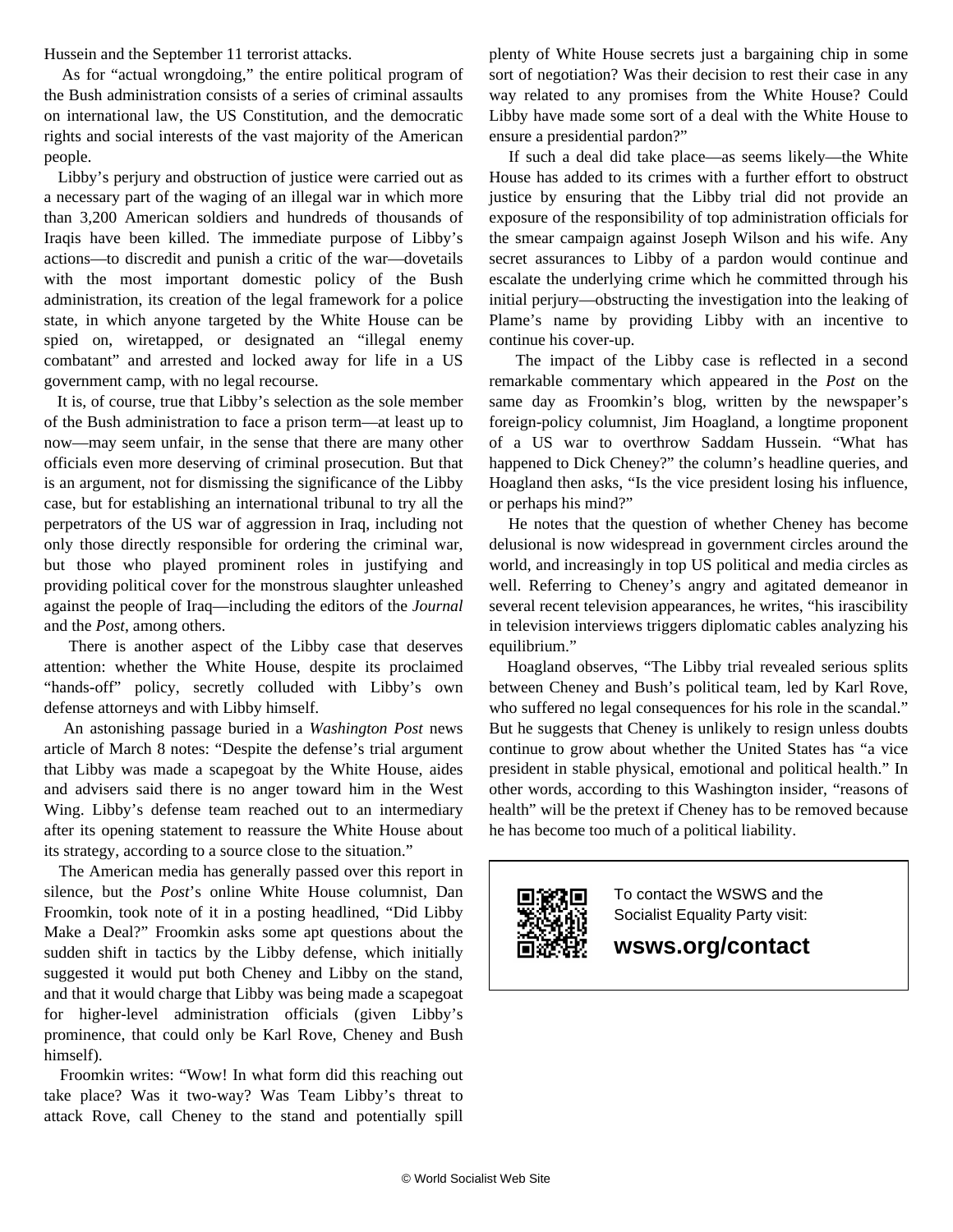Hussein and the September 11 terrorist attacks.

As for "actual wrongdoing," the entire political program of the Bush administration consists of a series of criminal assaults on international law, the US Constitution, and the democratic rights and social interests of the vast majority of the American people.

Libby's perjury and obstruction of justice were carried out as a necessary part of the waging of an illegal war in which more than 3,200 American soldiers and hundreds of thousands of Iraqis have been killed. The immediate purpose of Libby's actions—to discredit and punish a critic of the war—dovetails with the most important domestic policy of the Bush administration, its creation of the legal framework for a police state, in which anyone targeted by the White House can be spied on, wiretapped, or designated an "illegal enemy combatant" and arrested and locked away for life in a US government camp, with no legal recourse.

It is, of course, true that Libby's selection as the sole member of the Bush administration to face a prison term—at least up to now—may seem unfair, in the sense that there are many other officials even more deserving of criminal prosecution. But that is an argument, not for dismissing the significance of the Libby case, but for establishing an international tribunal to try all the perpetrators of the US war of aggression in Iraq, including not only those directly responsible for ordering the criminal war, but those who played prominent roles in justifying and providing political cover for the monstrous slaughter unleashed against the people of Iraq—including the editors of the *Journal* and the *Post*, among others.

There is another aspect of the Libby case that deserves attention: whether the White House, despite its proclaimed "hands-off" policy, secretly colluded with Libby's own defense attorneys and with Libby himself.

An astonishing passage buried in a *Washington Post* news article of March 8 notes: "Despite the defense's trial argument that Libby was made a scapegoat by the White House, aides and advisers said there is no anger toward him in the West Wing. Libby's defense team reached out to an intermediary after its opening statement to reassure the White House about its strategy, according to a source close to the situation."

The American media has generally passed over this report in silence, but the *Post*'s online White House columnist, Dan Froomkin, took note of it in a posting headlined, "Did Libby Make a Deal?" Froomkin asks some apt questions about the sudden shift in tactics by the Libby defense, which initially suggested it would put both Cheney and Libby on the stand, and that it would charge that Libby was being made a scapegoat for higher-level administration officials (given Libby's prominence, that could only be Karl Rove, Cheney and Bush himself).

Froomkin writes: "Wow! In what form did this reaching out take place? Was it two-way? Was Team Libby's threat to attack Rove, call Cheney to the stand and potentially spill plenty of White House secrets just a bargaining chip in some sort of negotiation? Was their decision to rest their case in any way related to any promises from the White House? Could Libby have made some sort of a deal with the White House to ensure a presidential pardon?"

If such a deal did take place—as seems likely—the White House has added to its crimes with a further effort to obstruct justice by ensuring that the Libby trial did not provide an exposure of the responsibility of top administration officials for the smear campaign against Joseph Wilson and his wife. Any secret assurances to Libby of a pardon would continue and escalate the underlying crime which he committed through his initial perjury—obstructing the investigation into the leaking of Plame's name by providing Libby with an incentive to continue his cover-up.

The impact of the Libby case is reflected in a second remarkable commentary which appeared in the *Post* on the same day as Froomkin's blog, written by the newspaper's foreign-policy columnist, Jim Hoagland, a longtime proponent of a US war to overthrow Saddam Hussein. "What has happened to Dick Cheney?" the column's headline queries, and Hoagland then asks, "Is the vice president losing his influence, or perhaps his mind?"

He notes that the question of whether Cheney has become delusional is now widespread in government circles around the world, and increasingly in top US political and media circles as well. Referring to Cheney's angry and agitated demeanor in several recent television appearances, he writes, "his irascibility in television interviews triggers diplomatic cables analyzing his equilibrium."

Hoagland observes, "The Libby trial revealed serious splits between Cheney and Bush's political team, led by Karl Rove, who suffered no legal consequences for his role in the scandal." But he suggests that Cheney is unlikely to resign unless doubts continue to grow about whether the United States has "a vice president in stable physical, emotional and political health." In other words, according to this Washington insider, "reasons of health" will be the pretext if Cheney has to be removed because he has become too much of a political liability.

To contact the WSWS and the Socialist Equality Party visit:

**wsws.org/contact**